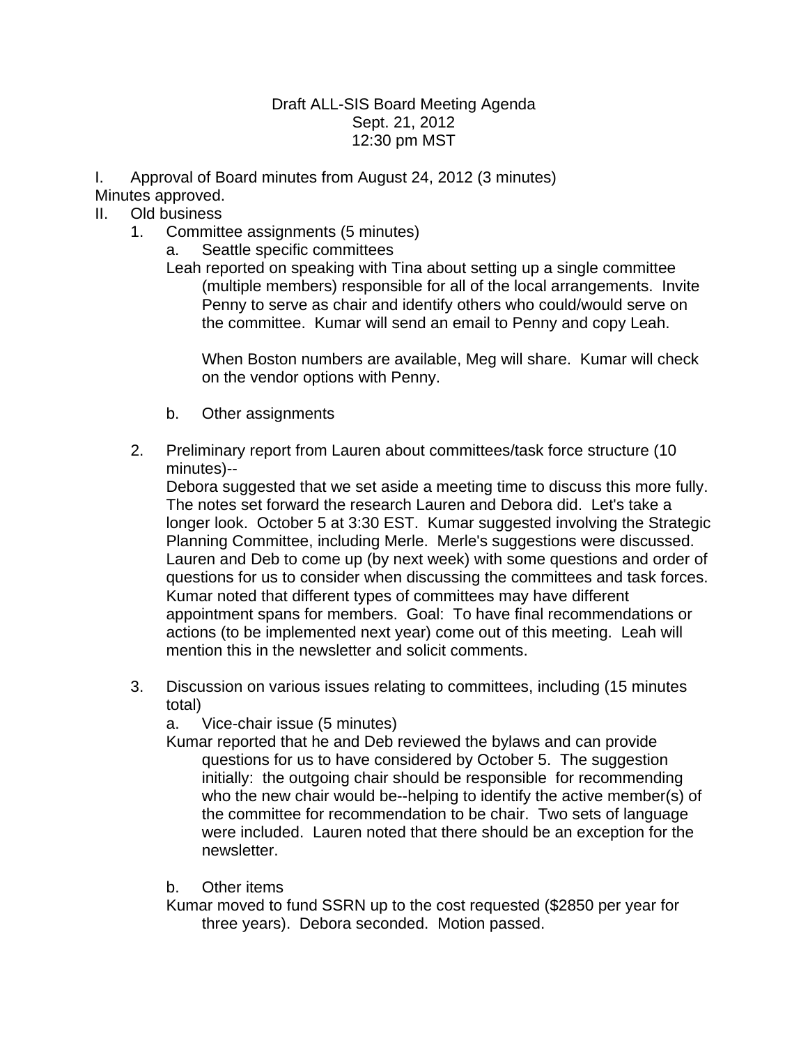Draft ALL-SIS Board Meeting Agenda
Sept. 21, 2012
12:30 pm MST

I. Approval of Board minutes from August 24, 2012 (3 minutes)
Minutes approved.

II. Old business

1. Committee assignments (5 minutes)

   a. Seattle specific committees

   Leah reported on speaking with Tina about setting up a single committee (multiple members) responsible for all of the local arrangements. Invite Penny to serve as chair and identify others who could/would serve on the committee. Kumar will send an email to Penny and copy Leah.

   When Boston numbers are available, Meg will share. Kumar will check on the vendor options with Penny.

   b. Other assignments

2. Preliminary report from Lauren about committees/task force structure (10 minutes)--
   Debora suggested that we set aside a meeting time to discuss this more fully. The notes set forward the research Lauren and Debora did. Let's take a longer look. October 5 at 3:30 EST. Kumar suggested involving the Strategic Planning Committee, including Merle. Merle's suggestions were discussed. Lauren and Deb to come up (by next week) with some questions and order of questions for us to consider when discussing the committees and task forces. Kumar noted that different types of committees may have different appointment spans for members. Goal: To have final recommendations or actions (to be implemented next year) come out of this meeting. Leah will mention this in the newsletter and solicit comments.

3. Discussion on various issues relating to committees, including (15 minutes total)

   a. Vice-chair issue (5 minutes)

   Kumar reported that he and Deb reviewed the bylaws and can provide questions for us to have considered by October 5. The suggestion initially: the outgoing chair should be responsible for recommending who the new chair would be--helping to identify the active member(s) of the committee for recommendation to be chair. Two sets of language were included. Lauren noted that there should be an exception for the newsletter.

   b. Other items

   Kumar moved to fund SSRN up to the cost requested ($2850 per year for three years). Debora seconded. Motion passed.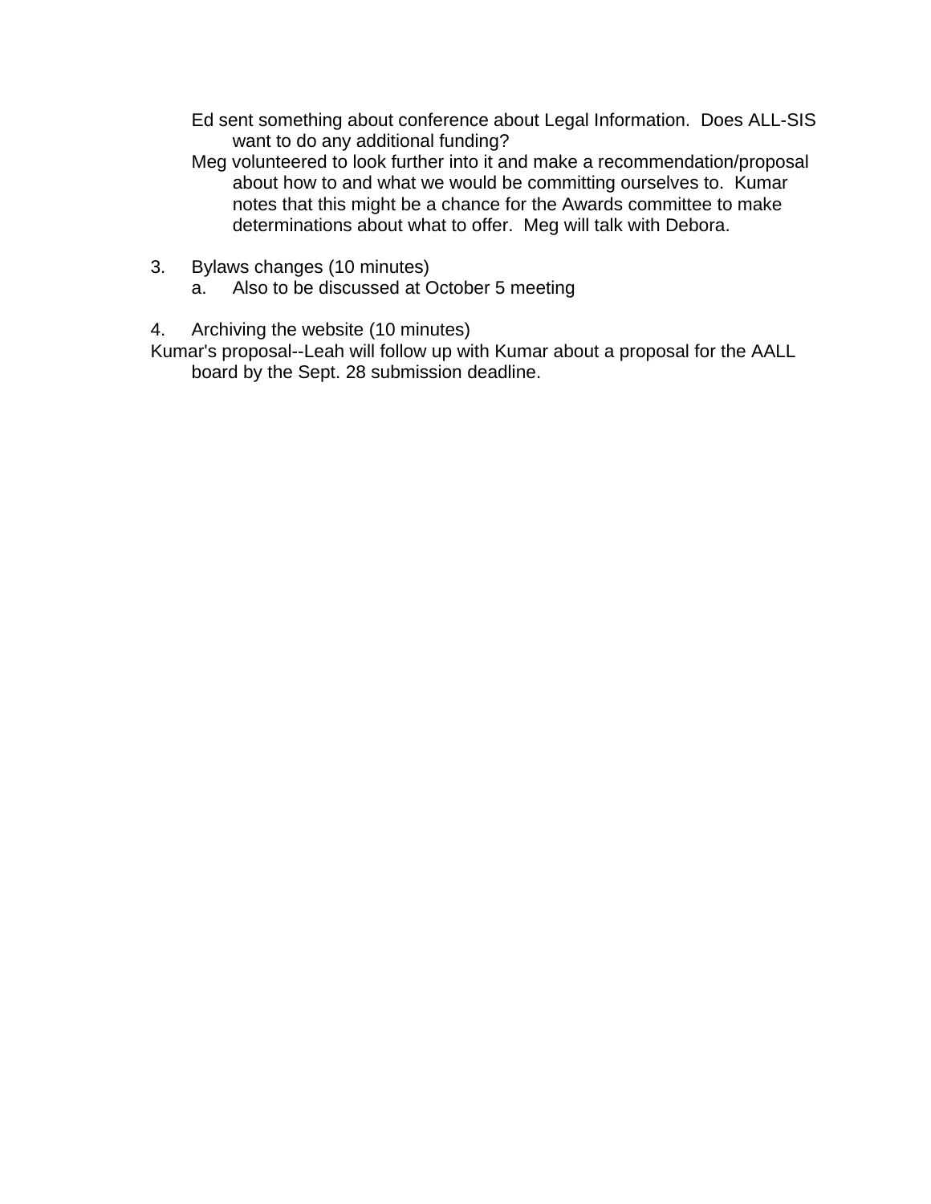Ed sent something about conference about Legal Information. Does ALL-SIS want to do any additional funding?

Meg volunteered to look further into it and make a recommendation/proposal about how to and what we would be committing ourselves to. Kumar notes that this might be a chance for the Awards committee to make determinations about what to offer. Meg will talk with Debora.

3. Bylaws changes (10 minutes)
   a. Also to be discussed at October 5 meeting

4. Archiving the website (10 minutes)

Kumar's proposal--Leah will follow up with Kumar about a proposal for the AALL board by the Sept. 28 submission deadline.